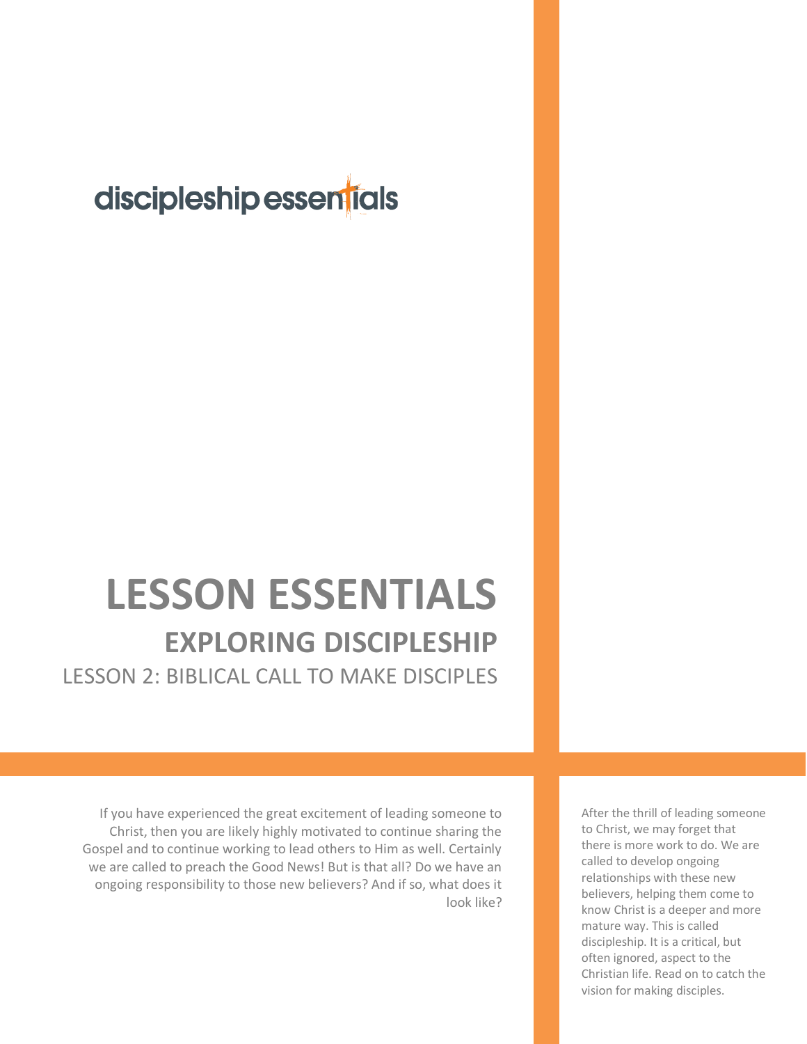discipleship essentials

# LESSON ESSENTIALS

## EXPLORING DISCIPLESHIP

### LESSON 2: BIBLICAL CALL TO MAKE DISCIPLES

If you have experienced the great excitement of leading someone to Christ, then you are likely highly motivated to continue sharing the Gospel and to continue working to lead others to Him as well. Certainly we are called to preach the Good News! But is that all? Do we have an ongoing responsibility to those new believers? And if so, what does it look like?

After the thrill of leading someone to Christ, we may forget that there is more work to do. We are called to develop ongoing relationships with these new believers, helping them come to know Christ is a deeper and more mature way. This is called discipleship. It is a critical, but often ignored, aspect to the Christian life. Read on to catch the vision for making disciples.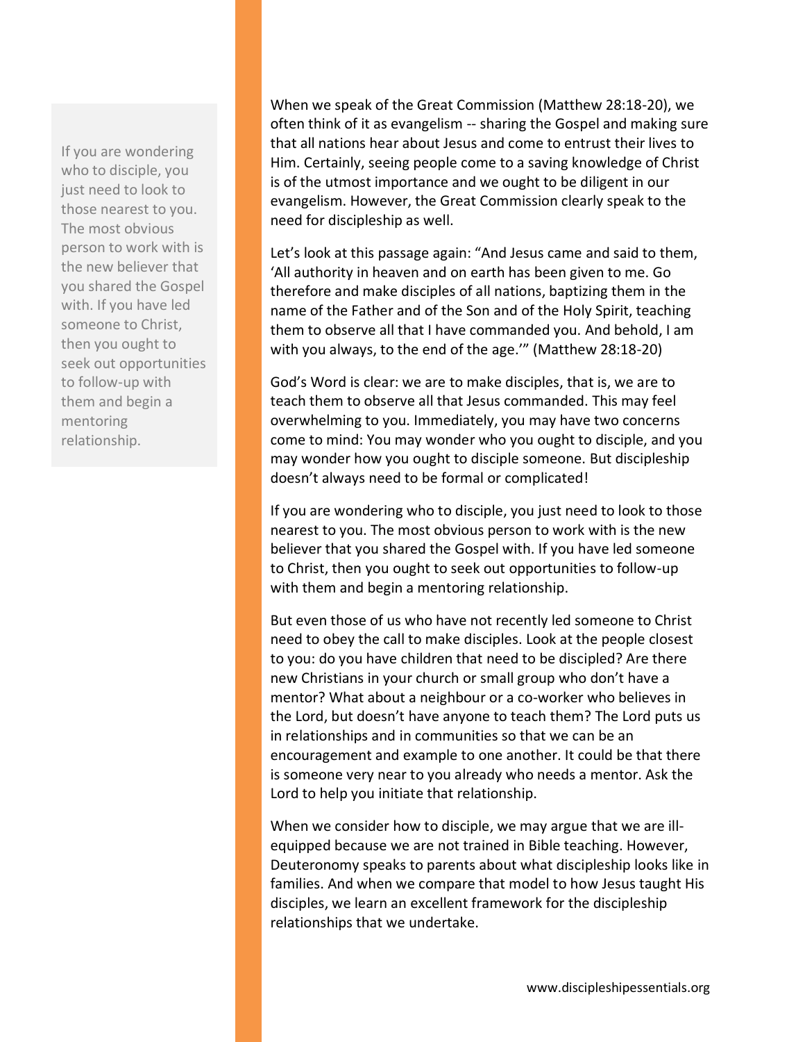> If you are wondering who to disciple, you just need to look to those nearest to you. The most obvious person to work with is the new believer that you shared the Gospel with. If you have led someone to Christ, then you ought to seek out opportunities to follow-up with them and begin a mentoring relationship.

When we speak of the Great Commission (Matthew 28:18-20), we often think of it as evangelism -- sharing the Gospel and making sure that all nations hear about Jesus and come to entrust their lives to Him. Certainly, seeing people come to a saving knowledge of Christ is of the utmost importance and we ought to be diligent in our evangelism. However, the Great Commission clearly speak to the need for discipleship as well.

Let's look at this passage again: "And Jesus came and said to them, 'All authority in heaven and on earth has been given to me. Go therefore and make disciples of all nations, baptizing them in the name of the Father and of the Son and of the Holy Spirit, teaching them to observe all that I have commanded you. And behold, I am with you always, to the end of the age.'" (Matthew 28:18-20)

God's Word is clear: we are to make disciples, that is, we are to teach them to observe all that Jesus commanded. This may feel overwhelming to you. Immediately, you may have two concerns come to mind: You may wonder who you ought to disciple, and you may wonder how you ought to disciple someone. But discipleship doesn't always need to be formal or complicated!

If you are wondering who to disciple, you just need to look to those nearest to you. The most obvious person to work with is the new believer that you shared the Gospel with. If you have led someone to Christ, then you ought to seek out opportunities to follow-up with them and begin a mentoring relationship.

But even those of us who have not recently led someone to Christ need to obey the call to make disciples. Look at the people closest to you: do you have children that need to be discipled? Are there new Christians in your church or small group who don't have a mentor? What about a neighbour or a co-worker who believes in the Lord, but doesn't have anyone to teach them? The Lord puts us in relationships and in communities so that we can be an encouragement and example to one another. It could be that there is someone very near to you already who needs a mentor. Ask the Lord to help you initiate that relationship.

When we consider how to disciple, we may argue that we are ill-equipped because we are not trained in Bible teaching. However, Deuteronomy speaks to parents about what discipleship looks like in families. And when we compare that model to how Jesus taught His disciples, we learn an excellent framework for the discipleship relationships that we undertake.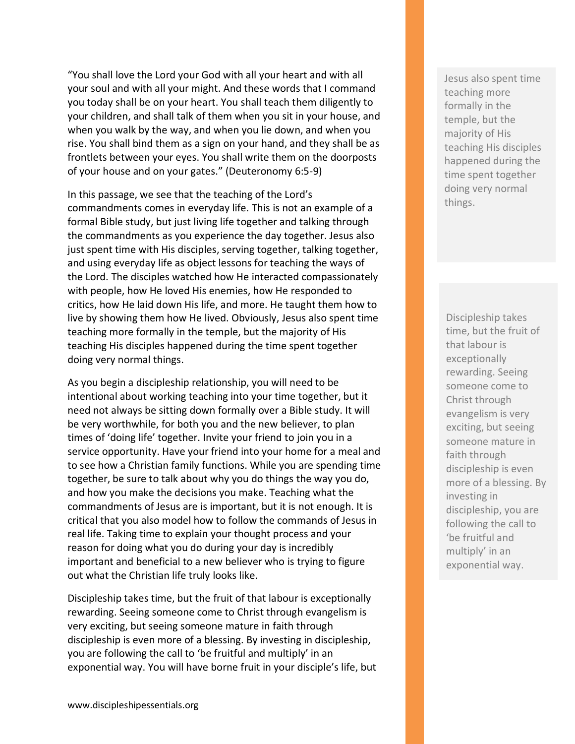"You shall love the Lord your God with all your heart and with all your soul and with all your might. And these words that I command you today shall be on your heart. You shall teach them diligently to your children, and shall talk of them when you sit in your house, and when you walk by the way, and when you lie down, and when you rise. You shall bind them as a sign on your hand, and they shall be as frontlets between your eyes. You shall write them on the doorposts of your house and on your gates." (Deuteronomy 6:5-9)

In this passage, we see that the teaching of the Lord's commandments comes in everyday life. This is not an example of a formal Bible study, but just living life together and talking through the commandments as you experience the day together. Jesus also just spent time with His disciples, serving together, talking together, and using everyday life as object lessons for teaching the ways of the Lord. The disciples watched how He interacted compassionately with people, how He loved His enemies, how He responded to critics, how He laid down His life, and more. He taught them how to live by showing them how He lived. Obviously, Jesus also spent time teaching more formally in the temple, but the majority of His teaching His disciples happened during the time spent together doing very normal things.

> Jesus also spent time teaching more formally in the temple, but the majority of His teaching His disciples happened during the time spent together doing very normal things.

As you begin a discipleship relationship, you will need to be intentional about working teaching into your time together, but it need not always be sitting down formally over a Bible study. It will be very worthwhile, for both you and the new believer, to plan times of 'doing life' together. Invite your friend to join you in a service opportunity. Have your friend into your home for a meal and to see how a Christian family functions. While you are spending time together, be sure to talk about why you do things the way you do, and how you make the decisions you make. Teaching what the commandments of Jesus are is important, but it is not enough. It is critical that you also model how to follow the commands of Jesus in real life. Taking time to explain your thought process and your reason for doing what you do during your day is incredibly important and beneficial to a new believer who is trying to figure out what the Christian life truly looks like.

> Discipleship takes time, but the fruit of that labour is exceptionally rewarding. Seeing someone come to Christ through evangelism is very exciting, but seeing someone mature in faith through discipleship is even more of a blessing. By investing in discipleship, you are following the call to 'be fruitful and multiply' in an exponential way.

Discipleship takes time, but the fruit of that labour is exceptionally rewarding. Seeing someone come to Christ through evangelism is very exciting, but seeing someone mature in faith through discipleship is even more of a blessing. By investing in discipleship, you are following the call to 'be fruitful and multiply' in an exponential way. You will have borne fruit in your disciple's life, but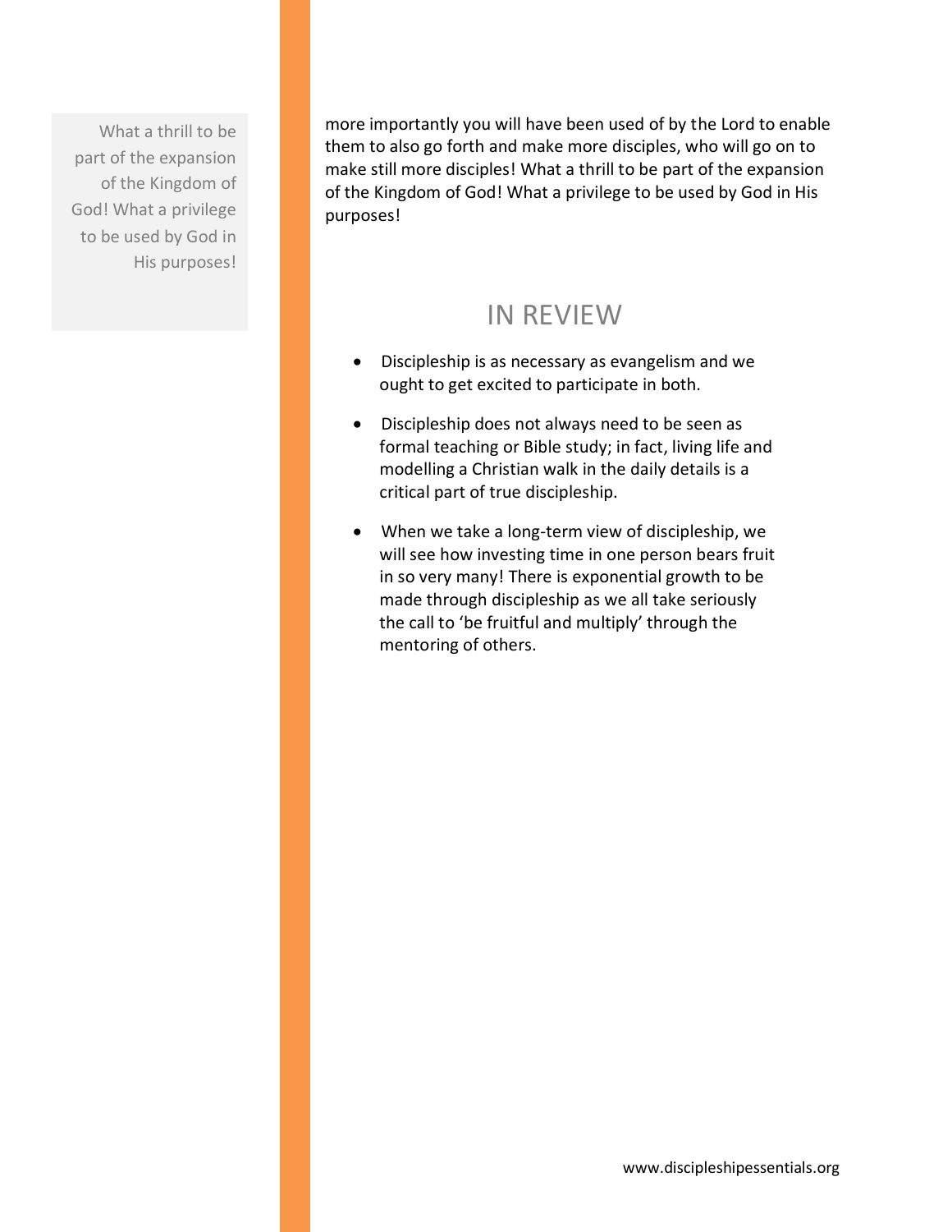more importantly you will have been used of by the Lord to enable them to also go forth and make more disciples, who will go on to make still more disciples! What a thrill to be part of the expansion of the Kingdom of God! What a privilege to be used by God in His purposes!

> What a thrill to be part of the expansion of the Kingdom of God! What a privilege to be used by God in His purposes!

## IN REVIEW

- Discipleship is as necessary as evangelism and we ought to get excited to participate in both.
- Discipleship does not always need to be seen as formal teaching or Bible study; in fact, living life and modelling a Christian walk in the daily details is a critical part of true discipleship.
- When we take a long-term view of discipleship, we will see how investing time in one person bears fruit in so very many! There is exponential growth to be made through discipleship as we all take seriously the call to 'be fruitful and multiply' through the mentoring of others.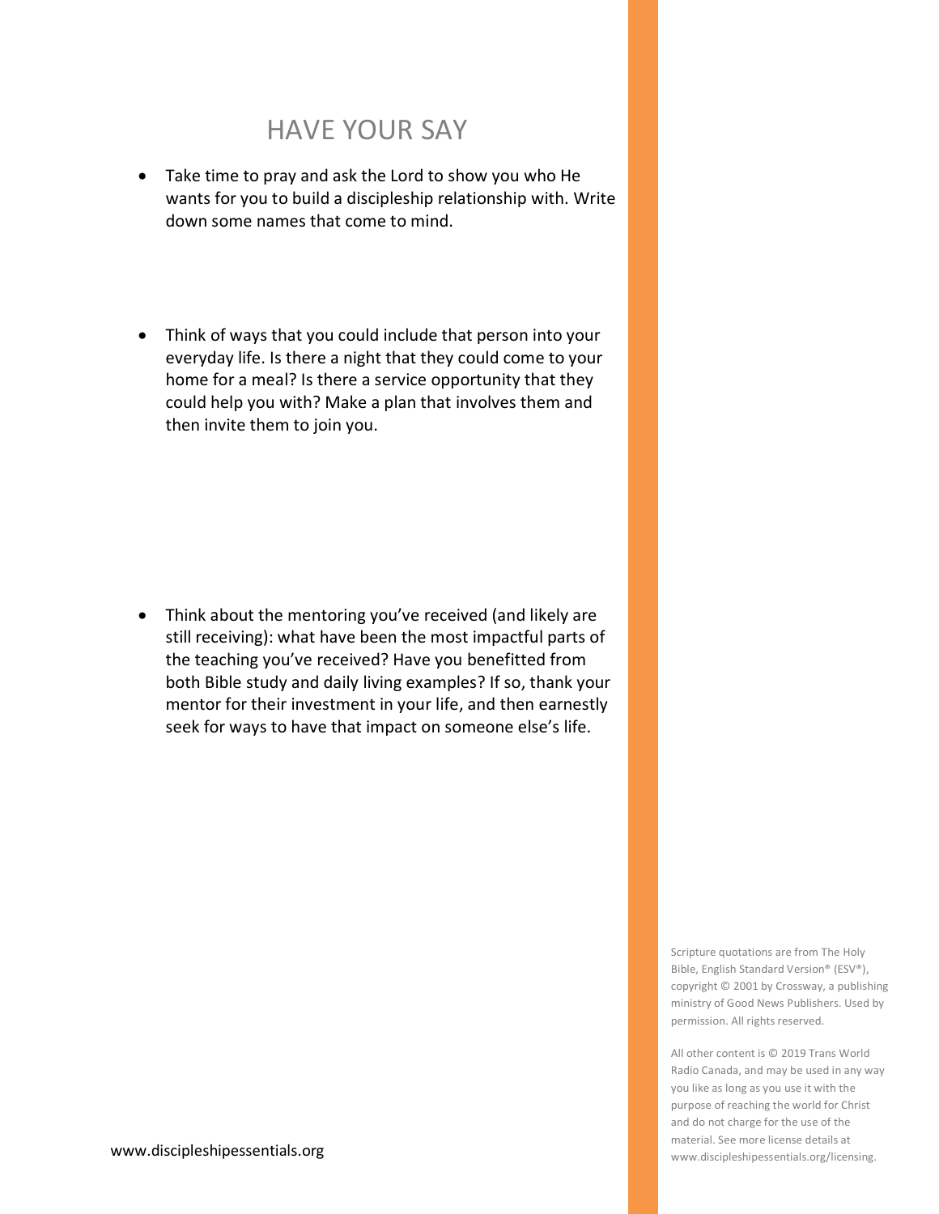## HAVE YOUR SAY

- Take time to pray and ask the Lord to show you who He wants for you to build a discipleship relationship with. Write down some names that come to mind.

- Think of ways that you could include that person into your everyday life. Is there a night that they could come to your home for a meal? Is there a service opportunity that they could help you with? Make a plan that involves them and then invite them to join you.

- Think about the mentoring you've received (and likely are still receiving): what have been the most impactful parts of the teaching you've received? Have you benefitted from both Bible study and daily living examples? If so, thank your mentor for their investment in your life, and then earnestly seek for ways to have that impact on someone else's life.

Scripture quotations are from The Holy Bible, English Standard Version® (ESV®), copyright © 2001 by Crossway, a publishing ministry of Good News Publishers. Used by permission. All rights reserved.

All other content is © 2019 Trans World Radio Canada, and may be used in any way you like as long as you use it with the purpose of reaching the world for Christ and do not charge for the use of the material. See more license details at www.discipleshipessentials.org/licensing.